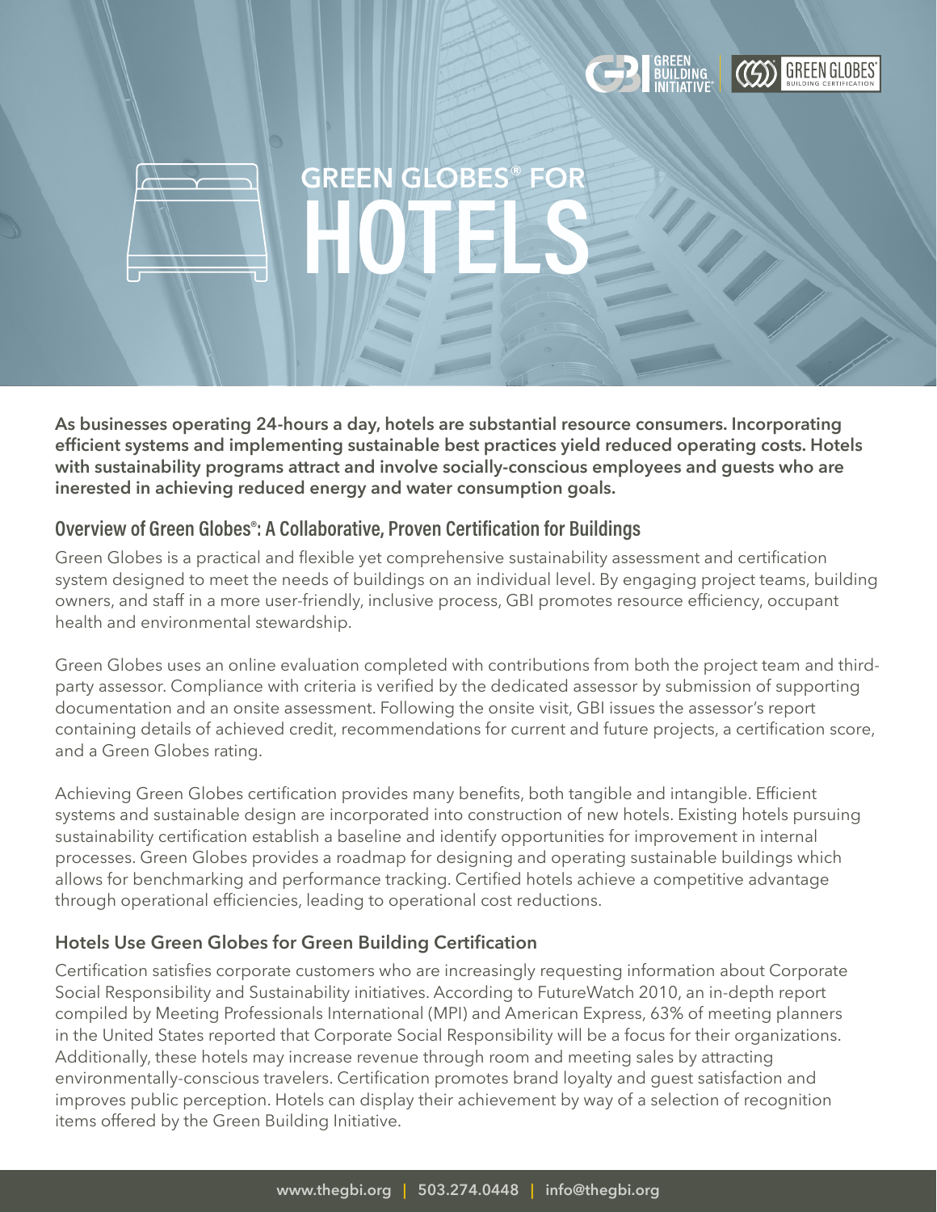# GREEN GLOBES® FOR HOTELS

**As businesses operating 24-hours a day, hotels are substantial resource consumers. Incorporating efficient systems and implementing sustainable best practices yield reduced operating costs. Hotels with sustainability programs attract and involve socially-conscious employees and guests who are inerested in achieving reduced energy and water consumption goals.**

## Overview of Green Globes®: A Collaborative, Proven Certification for Buildings

Green Globes is a practical and flexible yet comprehensive sustainability assessment and certification system designed to meet the needs of buildings on an individual level. By engaging project teams, building owners, and staff in a more user-friendly, inclusive process, GBI promotes resource efficiency, occupant health and environmental stewardship.

Green Globes uses an online evaluation completed with contributions from both the project team and third-party assessor. Compliance with criteria is verified by the dedicated assessor by submission of supporting documentation and an onsite assessment. Following the onsite visit, GBI issues the assessor's report containing details of achieved credit, recommendations for current and future projects, a certification score, and a Green Globes rating.

Achieving Green Globes certification provides many benefits, both tangible and intangible. Efficient systems and sustainable design are incorporated into construction of new hotels. Existing hotels pursuing sustainability certification establish a baseline and identify opportunities for improvement in internal processes. Green Globes provides a roadmap for designing and operating sustainable buildings which allows for benchmarking and performance tracking. Certified hotels achieve a competitive advantage through operational efficiencies, leading to operational cost reductions.

### Hotels Use Green Globes for Green Building Certification

Certification satisfies corporate customers who are increasingly requesting information about Corporate Social Responsibility and Sustainability initiatives. According to FutureWatch 2010, an in-depth report compiled by Meeting Professionals International (MPI) and American Express, 63% of meeting planners in the United States reported that Corporate Social Responsibility will be a focus for their organizations. Additionally, these hotels may increase revenue through room and meeting sales by attracting environmentally-conscious travelers. Certification promotes brand loyalty and guest satisfaction and improves public perception. Hotels can display their achievement by way of a selection of recognition items offered by the Green Building Initiative.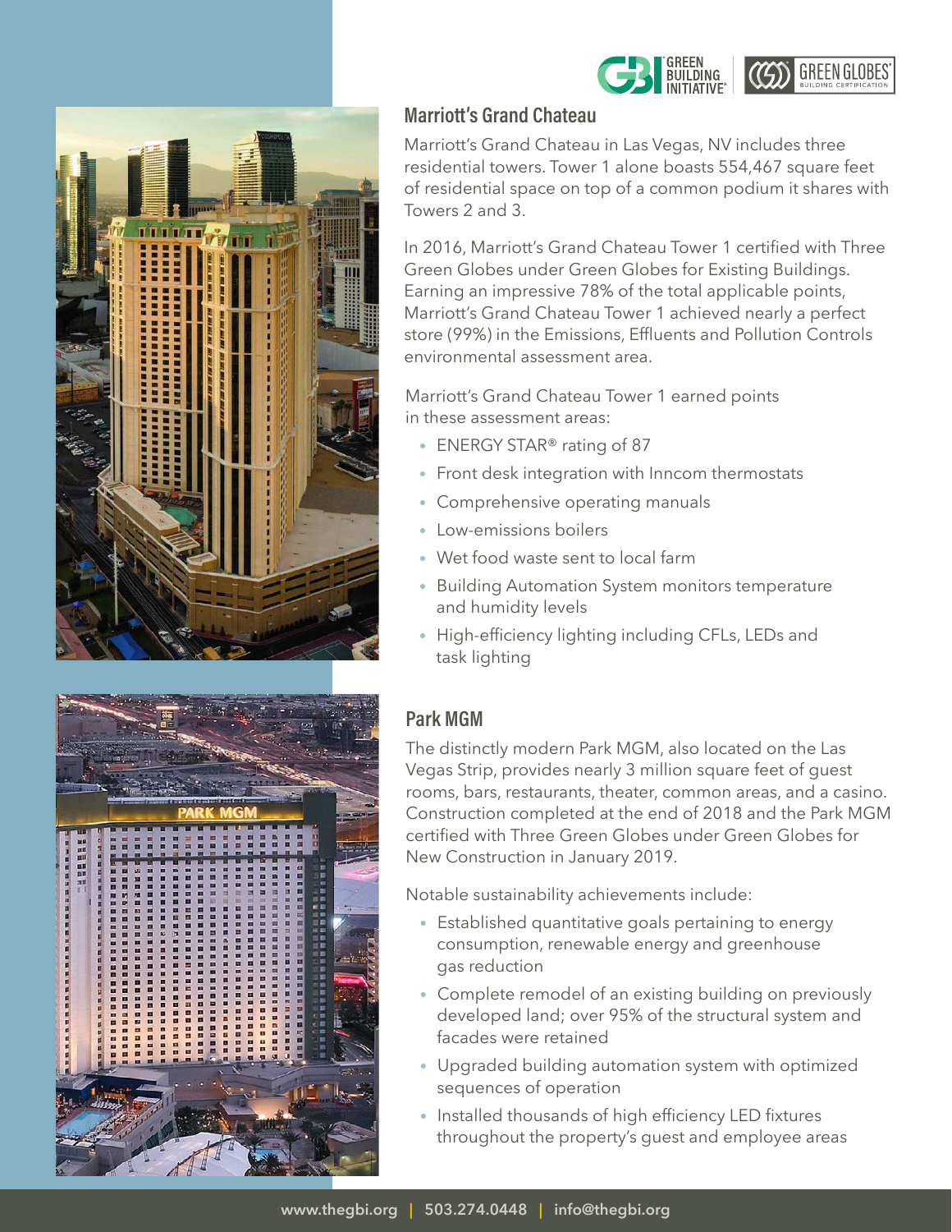## Marriott's Grand Chateau

Marriott's Grand Chateau in Las Vegas, NV includes three residential towers. Tower 1 alone boasts 554,467 square feet of residential space on top of a common podium it shares with Towers 2 and 3.

In 2016, Marriott's Grand Chateau Tower 1 certified with Three Green Globes under Green Globes for Existing Buildings. Earning an impressive 78% of the total applicable points, Marriott's Grand Chateau Tower 1 achieved nearly a perfect store (99%) in the Emissions, Effluents and Pollution Controls environmental assessment area.

Marriott's Grand Chateau Tower 1 earned points in these assessment areas:

- ENERGY STAR® rating of 87
- Front desk integration with Inncom thermostats
- Comprehensive operating manuals
- Low-emissions boilers
- Wet food waste sent to local farm
- Building Automation System monitors temperature and humidity levels
- High-efficiency lighting including CFLs, LEDs and task lighting

## Park MGM

The distinctly modern Park MGM, also located on the Las Vegas Strip, provides nearly 3 million square feet of guest rooms, bars, restaurants, theater, common areas, and a casino. Construction completed at the end of 2018 and the Park MGM certified with Three Green Globes under Green Globes for New Construction in January 2019.

Notable sustainability achievements include:

- Established quantitative goals pertaining to energy consumption, renewable energy and greenhouse gas reduction
- Complete remodel of an existing building on previously developed land; over 95% of the structural system and facades were retained
- Upgraded building automation system with optimized sequences of operation
- Installed thousands of high efficiency LED fixtures throughout the property's guest and employee areas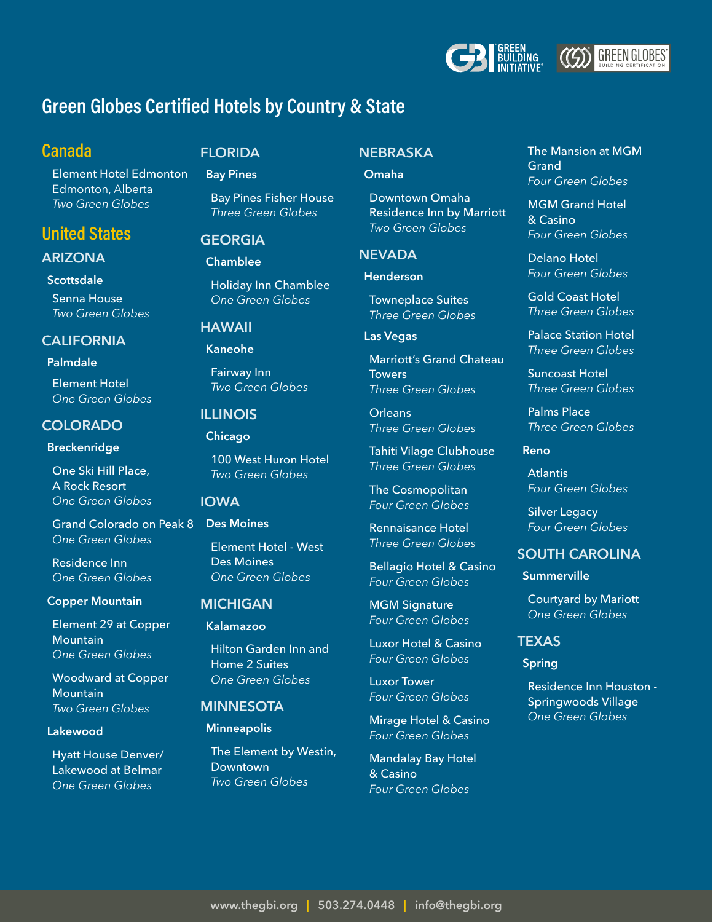# Green Globes Certified Hotels by Country & State

## Canada

Element Hotel Edmonton
Edmonton, Alberta
*Two Green Globes*

## United States

### ARIZONA

**Scottsdale**

Senna House
*Two Green Globes*

### CALIFORNIA

**Palmdale**

Element Hotel
*One Green Globes*

### COLORADO

**Breckenridge**

One Ski Hill Place, A Rock Resort
*One Green Globes*

Grand Colorado on Peak 8
*One Green Globes*

Residence Inn
*One Green Globes*

**Copper Mountain**

Element 29 at Copper Mountain
*One Green Globes*

Woodward at Copper Mountain
*Two Green Globes*

**Lakewood**

Hyatt House Denver/ Lakewood at Belmar
*One Green Globes*

### FLORIDA

**Bay Pines**

Bay Pines Fisher House
*Three Green Globes*

### GEORGIA

**Chamblee**

Holiday Inn Chamblee
*One Green Globes*

### HAWAII

**Kaneohe**

Fairway Inn
*Two Green Globes*

### ILLINOIS

**Chicago**

100 West Huron Hotel
*Two Green Globes*

### IOWA

**Des Moines**

Element Hotel - West Des Moines
*One Green Globes*

### MICHIGAN

**Kalamazoo**

Hilton Garden Inn and Home 2 Suites
*One Green Globes*

### MINNESOTA

**Minneapolis**

The Element by Westin, Downtown
*Two Green Globes*

### NEBRASKA

**Omaha**

Downtown Omaha Residence Inn by Marriott
*Two Green Globes*

### NEVADA

**Henderson**

Towneplace Suites
*Three Green Globes*

**Las Vegas**

Marriott's Grand Chateau Towers
*Three Green Globes*

Orleans
*Three Green Globes*

Tahiti Vilage Clubhouse
*Three Green Globes*

The Cosmopolitan
*Four Green Globes*

Rennaisance Hotel
*Three Green Globes*

Bellagio Hotel & Casino
*Four Green Globes*

MGM Signature
*Four Green Globes*

Luxor Hotel & Casino
*Four Green Globes*

Luxor Tower
*Four Green Globes*

Mirage Hotel & Casino
*Four Green Globes*

Mandalay Bay Hotel & Casino
*Four Green Globes*

The Mansion at MGM Grand
*Four Green Globes*

MGM Grand Hotel & Casino
*Four Green Globes*

Delano Hotel
*Four Green Globes*

Gold Coast Hotel
*Three Green Globes*

Palace Station Hotel
*Three Green Globes*

Suncoast Hotel
*Three Green Globes*

Palms Place
*Three Green Globes*

**Reno**

Atlantis
*Four Green Globes*

Silver Legacy
*Four Green Globes*

### SOUTH CAROLINA

**Summerville**

Courtyard by Mariott
*One Green Globes*

### TEXAS

**Spring**

Residence Inn Houston - Springwoods Village
*One Green Globes*

www.thegbi.org | 503.274.0448 | info@thegbi.org